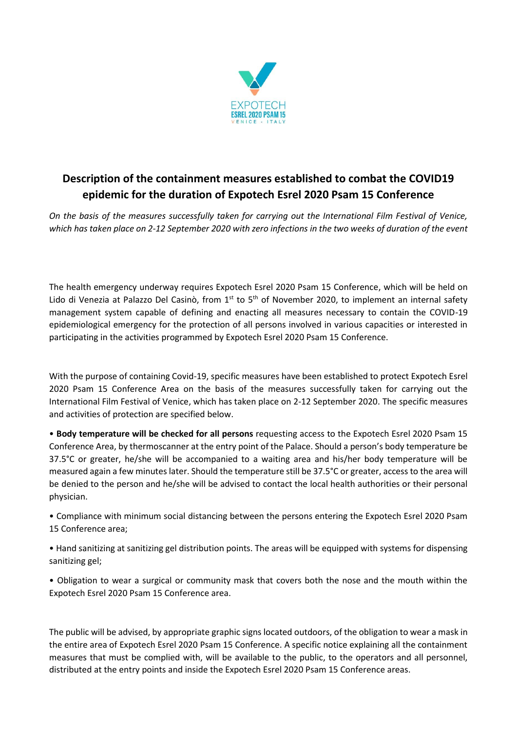# Description of the containment measures established to combat the COVID19 epidemic for the duration of Expotech Esrel 2020 Psam 15 Conference

*On the basis of the measures successfully taken for carrying out the International Film Festival of Venice, which has taken place on 2-12 September 2020 with zero infections in the two weeks of duration of the event*

The health emergency underway requires Expotech Esrel 2020 Psam 15 Conference, which will be held on Lido di Venezia at Palazzo Del Casinò, from 1st to 5th of November 2020, to implement an internal safety management system capable of defining and enacting all measures necessary to contain the COVID-19 epidemiological emergency for the protection of all persons involved in various capacities or interested in participating in the activities programmed by Expotech Esrel 2020 Psam 15 Conference.

With the purpose of containing Covid-19, specific measures have been established to protect Expotech Esrel 2020 Psam 15 Conference Area on the basis of the measures successfully taken for carrying out the International Film Festival of Venice, which has taken place on 2-12 September 2020. The specific measures and activities of protection are specified below.

- **Body temperature will be checked for all persons** requesting access to the Expotech Esrel 2020 Psam 15 Conference Area, by thermoscanner at the entry point of the Palace. Should a person's body temperature be 37.5°C or greater, he/she will be accompanied to a waiting area and his/her body temperature will be measured again a few minutes later. Should the temperature still be 37.5°C or greater, access to the area will be denied to the person and he/she will be advised to contact the local health authorities or their personal physician.
- Compliance with minimum social distancing between the persons entering the Expotech Esrel 2020 Psam 15 Conference area;
- Hand sanitizing at sanitizing gel distribution points. The areas will be equipped with systems for dispensing sanitizing gel;
- Obligation to wear a surgical or community mask that covers both the nose and the mouth within the Expotech Esrel 2020 Psam 15 Conference area.

The public will be advised, by appropriate graphic signs located outdoors, of the obligation to wear a mask in the entire area of Expotech Esrel 2020 Psam 15 Conference. A specific notice explaining all the containment measures that must be complied with, will be available to the public, to the operators and all personnel, distributed at the entry points and inside the Expotech Esrel 2020 Psam 15 Conference areas.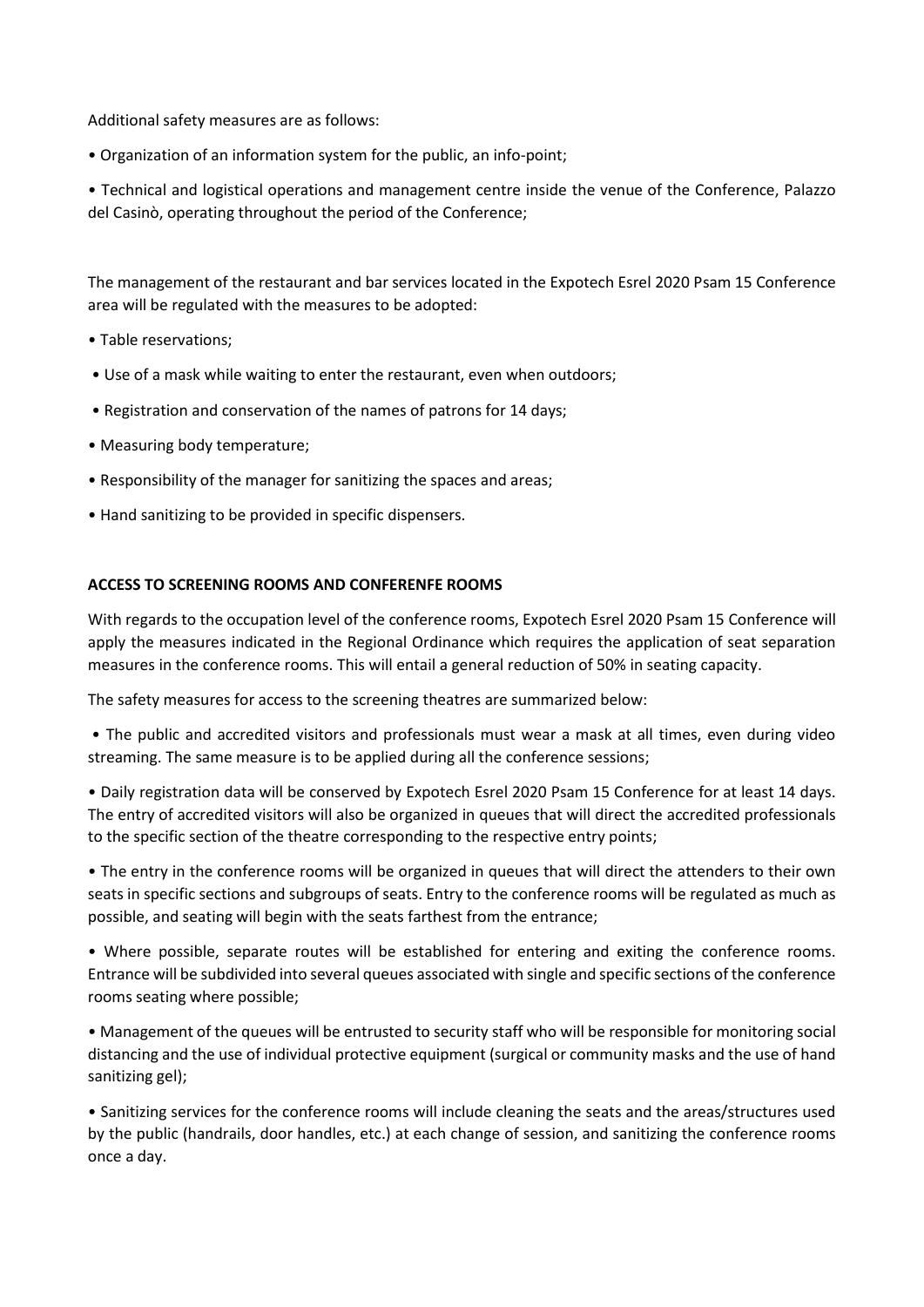Additional safety measures are as follows:

- Organization of an information system for the public, an info-point;
- Technical and logistical operations and management centre inside the venue of the Conference, Palazzo del Casinò, operating throughout the period of the Conference;

The management of the restaurant and bar services located in the Expotech Esrel 2020 Psam 15 Conference area will be regulated with the measures to be adopted:

- Table reservations;
- Use of a mask while waiting to enter the restaurant, even when outdoors;
- Registration and conservation of the names of patrons for 14 days;
- Measuring body temperature;
- Responsibility of the manager for sanitizing the spaces and areas;
- Hand sanitizing to be provided in specific dispensers.

**ACCESS TO SCREENING ROOMS AND CONFERENFE ROOMS**

With regards to the occupation level of the conference rooms, Expotech Esrel 2020 Psam 15 Conference will apply the measures indicated in the Regional Ordinance which requires the application of seat separation measures in the conference rooms. This will entail a general reduction of 50% in seating capacity.

The safety measures for access to the screening theatres are summarized below:

- The public and accredited visitors and professionals must wear a mask at all times, even during video streaming. The same measure is to be applied during all the conference sessions;
- Daily registration data will be conserved by Expotech Esrel 2020 Psam 15 Conference for at least 14 days. The entry of accredited visitors will also be organized in queues that will direct the accredited professionals to the specific section of the theatre corresponding to the respective entry points;
- The entry in the conference rooms will be organized in queues that will direct the attenders to their own seats in specific sections and subgroups of seats. Entry to the conference rooms will be regulated as much as possible, and seating will begin with the seats farthest from the entrance;
- Where possible, separate routes will be established for entering and exiting the conference rooms. Entrance will be subdivided into several queues associated with single and specific sections of the conference rooms seating where possible;
- Management of the queues will be entrusted to security staff who will be responsible for monitoring social distancing and the use of individual protective equipment (surgical or community masks and the use of hand sanitizing gel);
- Sanitizing services for the conference rooms will include cleaning the seats and the areas/structures used by the public (handrails, door handles, etc.) at each change of session, and sanitizing the conference rooms once a day.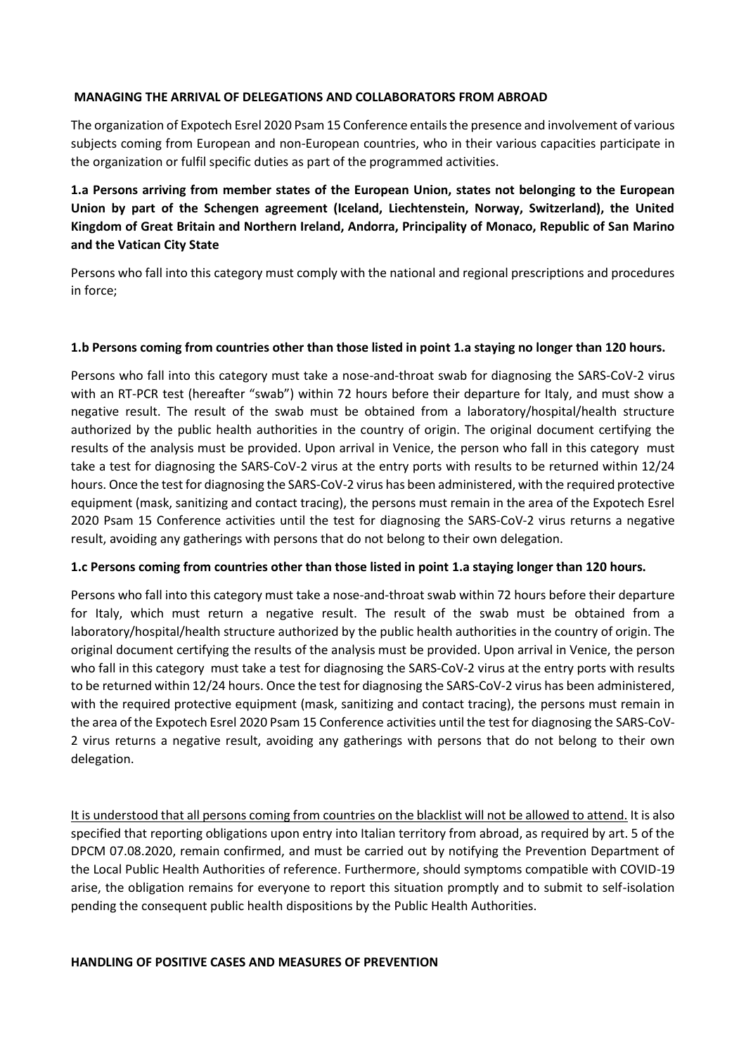**MANAGING THE ARRIVAL OF DELEGATIONS AND COLLABORATORS FROM ABROAD**

The organization of Expotech Esrel 2020 Psam 15 Conference entails the presence and involvement of various subjects coming from European and non-European countries, who in their various capacities participate in the organization or fulfil specific duties as part of the programmed activities.

**1.a Persons arriving from member states of the European Union, states not belonging to the European Union by part of the Schengen agreement (Iceland, Liechtenstein, Norway, Switzerland), the United Kingdom of Great Britain and Northern Ireland, Andorra, Principality of Monaco, Republic of San Marino and the Vatican City State**

Persons who fall into this category must comply with the national and regional prescriptions and procedures in force;

**1.b Persons coming from countries other than those listed in point 1.a staying no longer than 120 hours.**

Persons who fall into this category must take a nose-and-throat swab for diagnosing the SARS-CoV-2 virus with an RT-PCR test (hereafter "swab") within 72 hours before their departure for Italy, and must show a negative result. The result of the swab must be obtained from a laboratory/hospital/health structure authorized by the public health authorities in the country of origin. The original document certifying the results of the analysis must be provided. Upon arrival in Venice, the person who fall in this category must take a test for diagnosing the SARS-CoV-2 virus at the entry ports with results to be returned within 12/24 hours. Once the test for diagnosing the SARS-CoV-2 virus has been administered, with the required protective equipment (mask, sanitizing and contact tracing), the persons must remain in the area of the Expotech Esrel 2020 Psam 15 Conference activities until the test for diagnosing the SARS-CoV-2 virus returns a negative result, avoiding any gatherings with persons that do not belong to their own delegation.

**1.c Persons coming from countries other than those listed in point 1.a staying longer than 120 hours.**

Persons who fall into this category must take a nose-and-throat swab within 72 hours before their departure for Italy, which must return a negative result. The result of the swab must be obtained from a laboratory/hospital/health structure authorized by the public health authorities in the country of origin. The original document certifying the results of the analysis must be provided. Upon arrival in Venice, the person who fall in this category must take a test for diagnosing the SARS-CoV-2 virus at the entry ports with results to be returned within 12/24 hours. Once the test for diagnosing the SARS-CoV-2 virus has been administered, with the required protective equipment (mask, sanitizing and contact tracing), the persons must remain in the area of the Expotech Esrel 2020 Psam 15 Conference activities until the test for diagnosing the SARS-CoV-2 virus returns a negative result, avoiding any gatherings with persons that do not belong to their own delegation.

It is understood that all persons coming from countries on the blacklist will not be allowed to attend. It is also specified that reporting obligations upon entry into Italian territory from abroad, as required by art. 5 of the DPCM 07.08.2020, remain confirmed, and must be carried out by notifying the Prevention Department of the Local Public Health Authorities of reference. Furthermore, should symptoms compatible with COVID-19 arise, the obligation remains for everyone to report this situation promptly and to submit to self-isolation pending the consequent public health dispositions by the Public Health Authorities.

**HANDLING OF POSITIVE CASES AND MEASURES OF PREVENTION**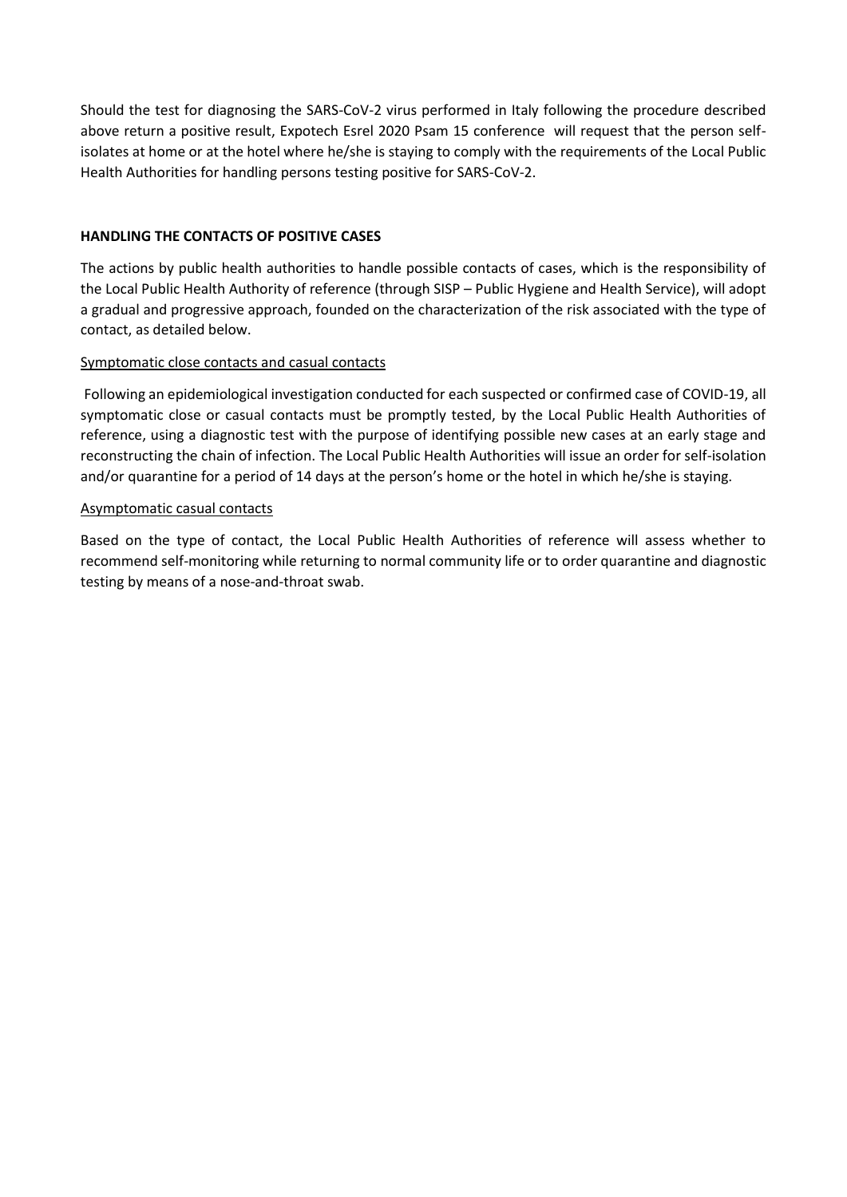Should the test for diagnosing the SARS-CoV-2 virus performed in Italy following the procedure described above return a positive result, Expotech Esrel 2020 Psam 15 conference will request that the person self-isolates at home or at the hotel where he/she is staying to comply with the requirements of the Local Public Health Authorities for handling persons testing positive for SARS-CoV-2.

**HANDLING THE CONTACTS OF POSITIVE CASES**

The actions by public health authorities to handle possible contacts of cases, which is the responsibility of the Local Public Health Authority of reference (through SISP – Public Hygiene and Health Service), will adopt a gradual and progressive approach, founded on the characterization of the risk associated with the type of contact, as detailed below.

Symptomatic close contacts and casual contacts

Following an epidemiological investigation conducted for each suspected or confirmed case of COVID-19, all symptomatic close or casual contacts must be promptly tested, by the Local Public Health Authorities of reference, using a diagnostic test with the purpose of identifying possible new cases at an early stage and reconstructing the chain of infection. The Local Public Health Authorities will issue an order for self-isolation and/or quarantine for a period of 14 days at the person's home or the hotel in which he/she is staying.

Asymptomatic casual contacts

Based on the type of contact, the Local Public Health Authorities of reference will assess whether to recommend self-monitoring while returning to normal community life or to order quarantine and diagnostic testing by means of a nose-and-throat swab.